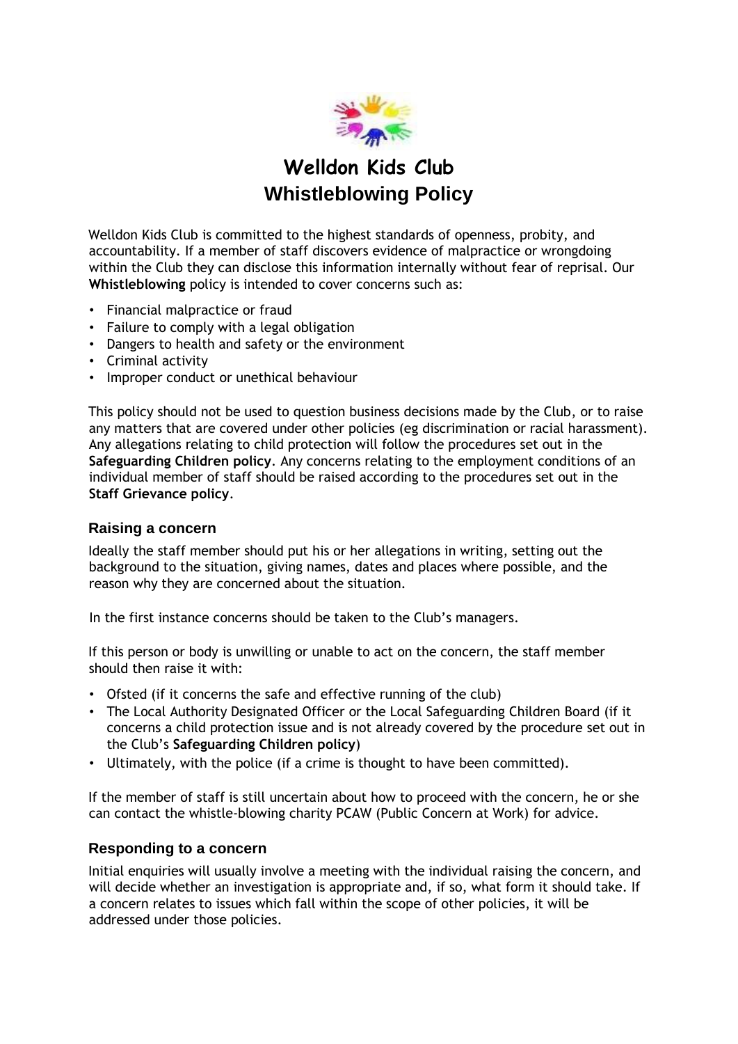# Welldon Kids Club
# Whistleblowing Policy

Welldon Kids Club is committed to the highest standards of openness, probity, and accountability. If a member of staff discovers evidence of malpractice or wrongdoing within the Club they can disclose this information internally without fear of reprisal. Our **Whistleblowing** policy is intended to cover concerns such as:

- Financial malpractice or fraud
- Failure to comply with a legal obligation
- Dangers to health and safety or the environment
- Criminal activity
- Improper conduct or unethical behaviour

This policy should not be used to question business decisions made by the Club, or to raise any matters that are covered under other policies (eg discrimination or racial harassment). Any allegations relating to child protection will follow the procedures set out in the **Safeguarding Children policy**. Any concerns relating to the employment conditions of an individual member of staff should be raised according to the procedures set out in the **Staff Grievance policy**.

## Raising a concern

Ideally the staff member should put his or her allegations in writing, setting out the background to the situation, giving names, dates and places where possible, and the reason why they are concerned about the situation.

In the first instance concerns should be taken to the Club's managers.

If this person or body is unwilling or unable to act on the concern, the staff member should then raise it with:

- Ofsted (if it concerns the safe and effective running of the club)
- The Local Authority Designated Officer or the Local Safeguarding Children Board (if it concerns a child protection issue and is not already covered by the procedure set out in the Club's **Safeguarding Children policy**)
- Ultimately, with the police (if a crime is thought to have been committed).

If the member of staff is still uncertain about how to proceed with the concern, he or she can contact the whistle-blowing charity PCAW (Public Concern at Work) for advice.

## Responding to a concern

Initial enquiries will usually involve a meeting with the individual raising the concern, and will decide whether an investigation is appropriate and, if so, what form it should take. If a concern relates to issues which fall within the scope of other policies, it will be addressed under those policies.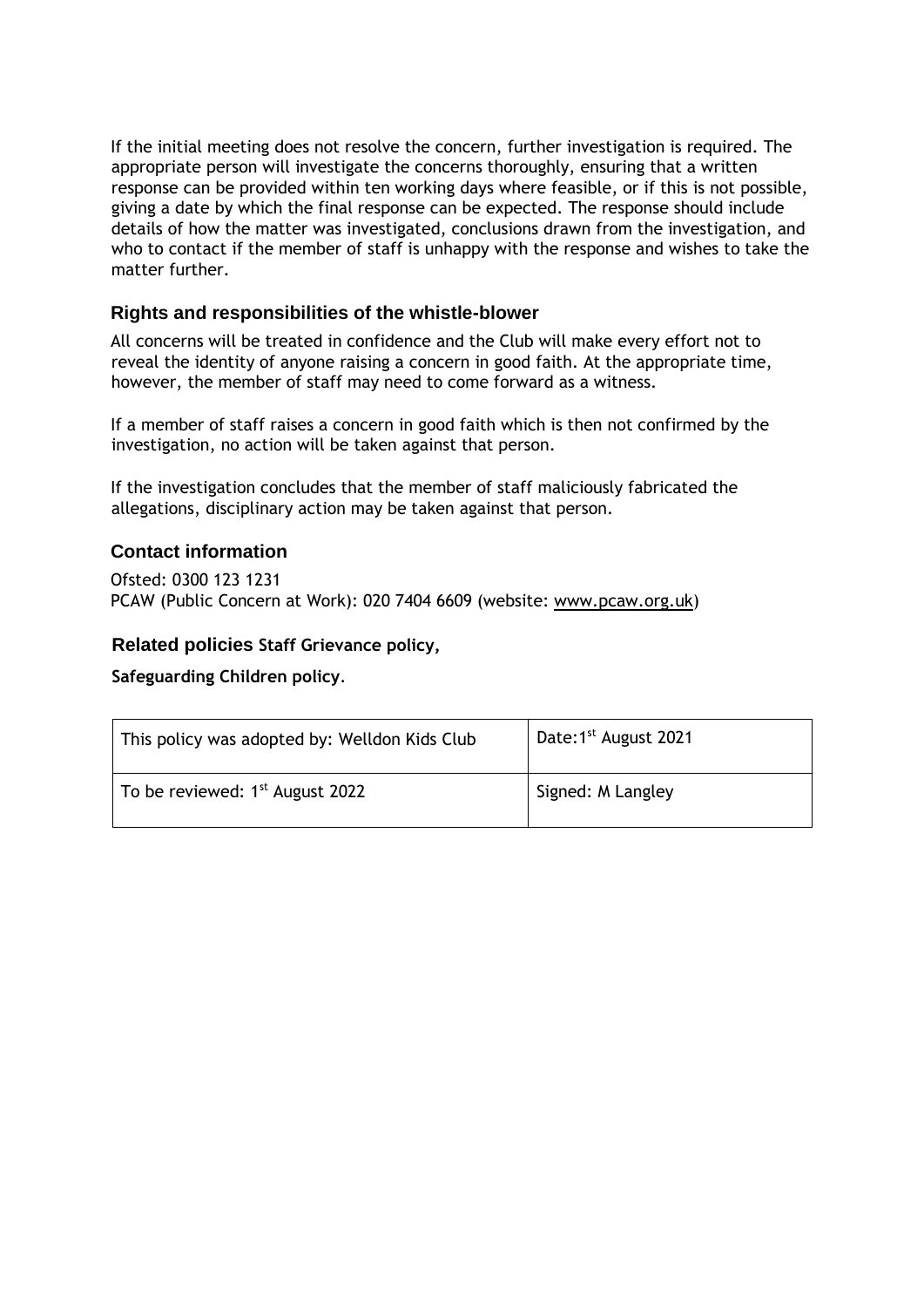If the initial meeting does not resolve the concern, further investigation is required. The appropriate person will investigate the concerns thoroughly, ensuring that a written response can be provided within ten working days where feasible, or if this is not possible, giving a date by which the final response can be expected. The response should include details of how the matter was investigated, conclusions drawn from the investigation, and who to contact if the member of staff is unhappy with the response and wishes to take the matter further.

## Rights and responsibilities of the whistle-blower

All concerns will be treated in confidence and the Club will make every effort not to reveal the identity of anyone raising a concern in good faith. At the appropriate time, however, the member of staff may need to come forward as a witness.

If a member of staff raises a concern in good faith which is then not confirmed by the investigation, no action will be taken against that person.

If the investigation concludes that the member of staff maliciously fabricated the allegations, disciplinary action may be taken against that person.

## Contact information

Ofsted: 0300 123 1231
PCAW (Public Concern at Work): 020 7404 6609 (website: www.pcaw.org.uk)

## Related policies **Staff Grievance policy,**

**Safeguarding Children policy**.

| | |
|---|---|
| This policy was adopted by: Welldon Kids Club | Date: 1st August 2021 |
| To be reviewed: 1st August 2022 | Signed: M Langley |